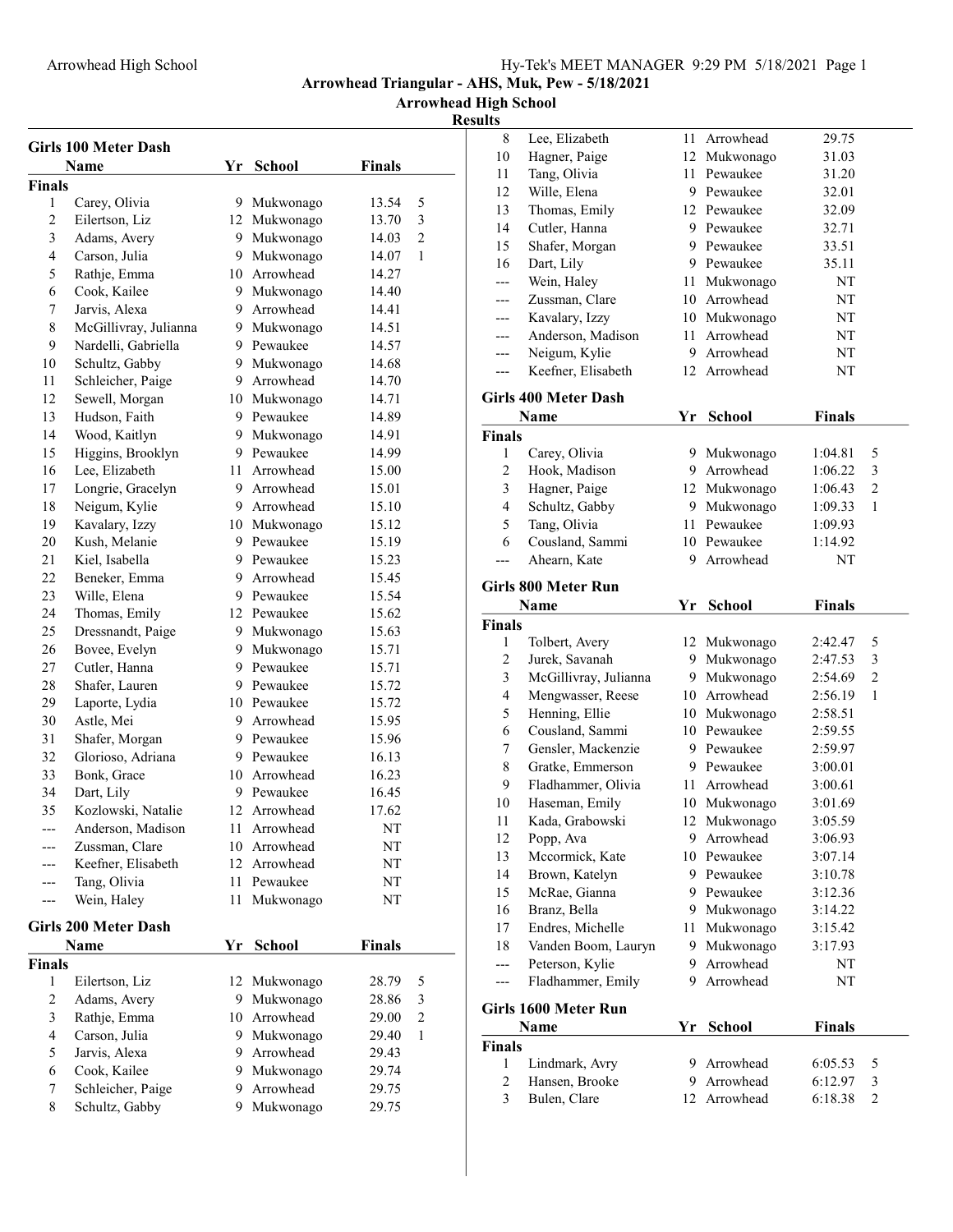Arrowhead High School

Hy-Tek's MEET MANAGER 9:29 PM 5/18/2021

**Arrowhead Triangular - AHS, Muk, Pew - 5/18/2021**

**Arrowhead High School**

**Results**

### Girls 100 Meter Dash

| | Name | Yr | School | Finals | |
|---|---|---|---|---|---|
| **Finals** | | | | | |
| 1 | Carey, Olivia | 9 | Mukwonago | 13.54 | 5 |
| 2 | Eilertson, Liz | 12 | Mukwonago | 13.70 | 3 |
| 3 | Adams, Avery | 9 | Mukwonago | 14.03 | 2 |
| 4 | Carson, Julia | 9 | Mukwonago | 14.07 | 1 |
| 5 | Rathje, Emma | 10 | Arrowhead | 14.27 | |
| 6 | Cook, Kailee | 9 | Mukwonago | 14.40 | |
| 7 | Jarvis, Alexa | 9 | Arrowhead | 14.41 | |
| 8 | McGillivray, Julianna | 9 | Mukwonago | 14.51 | |
| 9 | Nardelli, Gabriella | 9 | Pewaukee | 14.57 | |
| 10 | Schultz, Gabby | 9 | Mukwonago | 14.68 | |
| 11 | Schleicher, Paige | 9 | Arrowhead | 14.70 | |
| 12 | Sewell, Morgan | 10 | Mukwonago | 14.71 | |
| 13 | Hudson, Faith | 9 | Pewaukee | 14.89 | |
| 14 | Wood, Kaitlyn | 9 | Mukwonago | 14.91 | |
| 15 | Higgins, Brooklyn | 9 | Pewaukee | 14.99 | |
| 16 | Lee, Elizabeth | 11 | Arrowhead | 15.00 | |
| 17 | Longrie, Gracelyn | 9 | Arrowhead | 15.01 | |
| 18 | Neigum, Kylie | 9 | Arrowhead | 15.10 | |
| 19 | Kavalary, Izzy | 10 | Mukwonago | 15.12 | |
| 20 | Kush, Melanie | 9 | Pewaukee | 15.19 | |
| 21 | Kiel, Isabella | 9 | Pewaukee | 15.23 | |
| 22 | Beneker, Emma | 9 | Arrowhead | 15.45 | |
| 23 | Wille, Elena | 9 | Pewaukee | 15.54 | |
| 24 | Thomas, Emily | 12 | Pewaukee | 15.62 | |
| 25 | Dressnandt, Paige | 9 | Mukwonago | 15.63 | |
| 26 | Bovee, Evelyn | 9 | Mukwonago | 15.71 | |
| 27 | Cutler, Hanna | 9 | Pewaukee | 15.71 | |
| 28 | Shafer, Lauren | 9 | Pewaukee | 15.72 | |
| 29 | Laporte, Lydia | 10 | Pewaukee | 15.72 | |
| 30 | Astle, Mei | 9 | Arrowhead | 15.95 | |
| 31 | Shafer, Morgan | 9 | Pewaukee | 15.96 | |
| 32 | Glorioso, Adriana | 9 | Pewaukee | 16.13 | |
| 33 | Bonk, Grace | 10 | Arrowhead | 16.23 | |
| 34 | Dart, Lily | 9 | Pewaukee | 16.45 | |
| 35 | Kozlowski, Natalie | 12 | Arrowhead | 17.62 | |
| --- | Anderson, Madison | 11 | Arrowhead | NT | |
| --- | Zussman, Clare | 10 | Arrowhead | NT | |
| --- | Keefner, Elisabeth | 12 | Arrowhead | NT | |
| --- | Tang, Olivia | 11 | Pewaukee | NT | |
| --- | Wein, Haley | 11 | Mukwonago | NT | |

### Girls 200 Meter Dash

| | Name | Yr | School | Finals | |
|---|---|---|---|---|---|
| **Finals** | | | | | |
| 1 | Eilertson, Liz | 12 | Mukwonago | 28.79 | 5 |
| 2 | Adams, Avery | 9 | Mukwonago | 28.86 | 3 |
| 3 | Rathje, Emma | 10 | Arrowhead | 29.00 | 2 |
| 4 | Carson, Julia | 9 | Mukwonago | 29.40 | 1 |
| 5 | Jarvis, Alexa | 9 | Arrowhead | 29.43 | |
| 6 | Cook, Kailee | 9 | Mukwonago | 29.74 | |
| 7 | Schleicher, Paige | 9 | Arrowhead | 29.75 | |
| 8 | Schultz, Gabby | 9 | Mukwonago | 29.75 | |
| 8 | Lee, Elizabeth | 11 | Arrowhead | 29.75 | |
| 10 | Hagner, Paige | 12 | Mukwonago | 31.03 | |
| 11 | Tang, Olivia | 11 | Pewaukee | 31.20 | |
| 12 | Wille, Elena | 9 | Pewaukee | 32.01 | |
| 13 | Thomas, Emily | 12 | Pewaukee | 32.09 | |
| 14 | Cutler, Hanna | 9 | Pewaukee | 32.71 | |
| 15 | Shafer, Morgan | 9 | Pewaukee | 33.51 | |
| 16 | Dart, Lily | 9 | Pewaukee | 35.11 | |
| --- | Wein, Haley | 11 | Mukwonago | NT | |
| --- | Zussman, Clare | 10 | Arrowhead | NT | |
| --- | Kavalary, Izzy | 10 | Mukwonago | NT | |
| --- | Anderson, Madison | 11 | Arrowhead | NT | |
| --- | Neigum, Kylie | 9 | Arrowhead | NT | |
| --- | Keefner, Elisabeth | 12 | Arrowhead | NT | |

### Girls 400 Meter Dash

| | Name | Yr | School | Finals | |
|---|---|---|---|---|---|
| **Finals** | | | | | |
| 1 | Carey, Olivia | 9 | Mukwonago | 1:04.81 | 5 |
| 2 | Hook, Madison | 9 | Arrowhead | 1:06.22 | 3 |
| 3 | Hagner, Paige | 12 | Mukwonago | 1:06.43 | 2 |
| 4 | Schultz, Gabby | 9 | Mukwonago | 1:09.33 | 1 |
| 5 | Tang, Olivia | 11 | Pewaukee | 1:09.93 | |
| 6 | Cousland, Sammi | 10 | Pewaukee | 1:14.92 | |
| --- | Ahearn, Kate | 9 | Arrowhead | NT | |

### Girls 800 Meter Run

| | Name | Yr | School | Finals | |
|---|---|---|---|---|---|
| **Finals** | | | | | |
| 1 | Tolbert, Avery | 12 | Mukwonago | 2:42.47 | 5 |
| 2 | Jurek, Savanah | 9 | Mukwonago | 2:47.53 | 3 |
| 3 | McGillivray, Julianna | 9 | Mukwonago | 2:54.69 | 2 |
| 4 | Mengwasser, Reese | 10 | Arrowhead | 2:56.19 | 1 |
| 5 | Henning, Ellie | 10 | Mukwonago | 2:58.51 | |
| 6 | Cousland, Sammi | 10 | Pewaukee | 2:59.55 | |
| 7 | Gensler, Mackenzie | 9 | Pewaukee | 2:59.97 | |
| 8 | Gratke, Emmerson | 9 | Pewaukee | 3:00.01 | |
| 9 | Fladhammer, Olivia | 11 | Arrowhead | 3:00.61 | |
| 10 | Haseman, Emily | 10 | Mukwonago | 3:01.69 | |
| 11 | Kada, Grabowski | 12 | Mukwonago | 3:05.59 | |
| 12 | Popp, Ava | 9 | Arrowhead | 3:06.93 | |
| 13 | Mccormick, Kate | 10 | Pewaukee | 3:07.14 | |
| 14 | Brown, Katelyn | 9 | Pewaukee | 3:10.78 | |
| 15 | McRae, Gianna | 9 | Pewaukee | 3:12.36 | |
| 16 | Branz, Bella | 9 | Mukwonago | 3:14.22 | |
| 17 | Endres, Michelle | 11 | Mukwonago | 3:15.42 | |
| 18 | Vanden Boom, Lauryn | 9 | Mukwonago | 3:17.93 | |
| --- | Peterson, Kylie | 9 | Arrowhead | NT | |
| --- | Fladhammer, Emily | 9 | Arrowhead | NT | |

### Girls 1600 Meter Run

| | Name | Yr | School | Finals | |
|---|---|---|---|---|---|
| **Finals** | | | | | |
| 1 | Lindmark, Avry | 9 | Arrowhead | 6:05.53 | 5 |
| 2 | Hansen, Brooke | 9 | Arrowhead | 6:12.97 | 3 |
| 3 | Bulen, Clare | 12 | Arrowhead | 6:18.38 | 2 |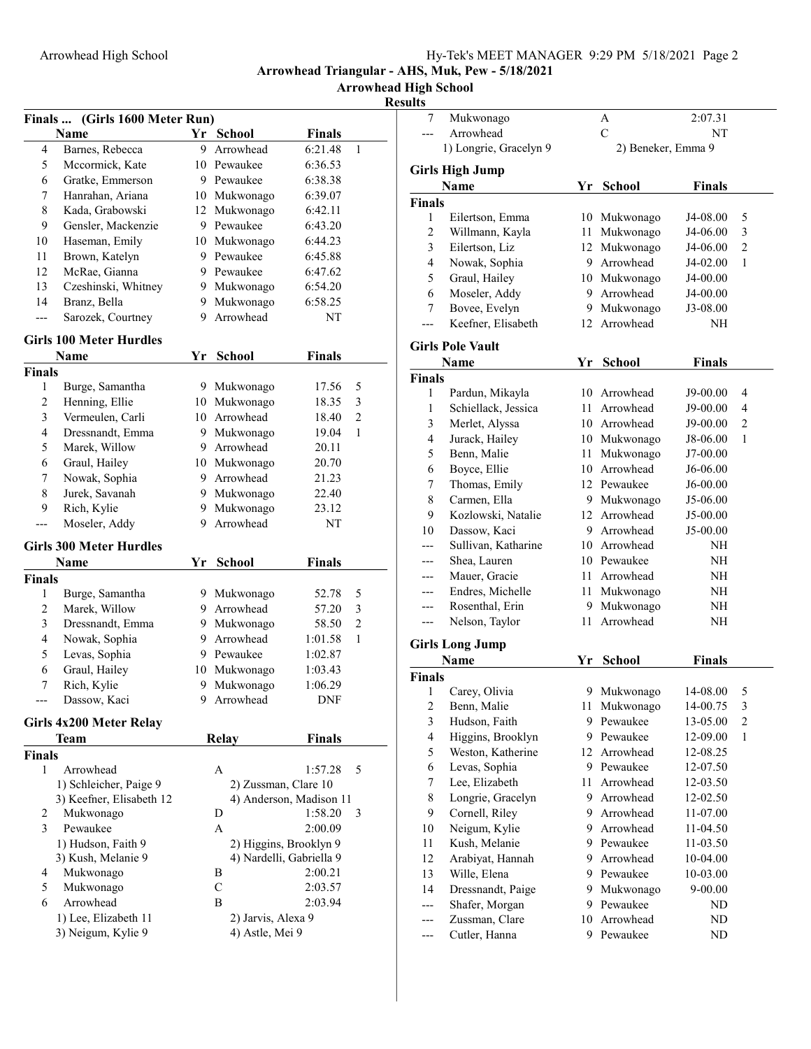## Arrowhead Triangular - AHS, Muk, Pew - 5/18/2021

### Arrowhead High School

### Results

**Finals ... (Girls 1600 Meter Run)**

| | Name | Yr | School | Finals | |
|---|---|---|---|---|---|
| 4 | Barnes, Rebecca | 9 | Arrowhead | 6:21.48 | 1 |
| 5 | Mccormick, Kate | 10 | Pewaukee | 6:36.53 | |
| 6 | Gratke, Emmerson | 9 | Pewaukee | 6:38.38 | |
| 7 | Hanrahan, Ariana | 10 | Mukwonago | 6:39.07 | |
| 8 | Kada, Grabowski | 12 | Mukwonago | 6:42.11 | |
| 9 | Gensler, Mackenzie | 9 | Pewaukee | 6:43.20 | |
| 10 | Haseman, Emily | 10 | Mukwonago | 6:44.23 | |
| 11 | Brown, Katelyn | 9 | Pewaukee | 6:45.88 | |
| 12 | McRae, Gianna | 9 | Pewaukee | 6:47.62 | |
| 13 | Czeshinski, Whitney | 9 | Mukwonago | 6:54.20 | |
| 14 | Branz, Bella | 9 | Mukwonago | 6:58.25 | |
| --- | Sarozek, Courtney | 9 | Arrowhead | NT | |

**Girls 100 Meter Hurdles**

| | Name | Yr | School | Finals | |
|---|---|---|---|---|---|
| **Finals** | | | | | |
| 1 | Burge, Samantha | 9 | Mukwonago | 17.56 | 5 |
| 2 | Henning, Ellie | 10 | Mukwonago | 18.35 | 3 |
| 3 | Vermeulen, Carli | 10 | Arrowhead | 18.40 | 2 |
| 4 | Dressnandt, Emma | 9 | Mukwonago | 19.04 | 1 |
| 5 | Marek, Willow | 9 | Arrowhead | 20.11 | |
| 6 | Graul, Hailey | 10 | Mukwonago | 20.70 | |
| 7 | Nowak, Sophia | 9 | Arrowhead | 21.23 | |
| 8 | Jurek, Savanah | 9 | Mukwonago | 22.40 | |
| 9 | Rich, Kylie | 9 | Mukwonago | 23.12 | |
| --- | Moseler, Addy | 9 | Arrowhead | NT | |

**Girls 300 Meter Hurdles**

| | Name | Yr | School | Finals | |
|---|---|---|---|---|---|
| **Finals** | | | | | |
| 1 | Burge, Samantha | 9 | Mukwonago | 52.78 | 5 |
| 2 | Marek, Willow | 9 | Arrowhead | 57.20 | 3 |
| 3 | Dressnandt, Emma | 9 | Mukwonago | 58.50 | 2 |
| 4 | Nowak, Sophia | 9 | Arrowhead | 1:01.58 | 1 |
| 5 | Levas, Sophia | 9 | Pewaukee | 1:02.87 | |
| 6 | Graul, Hailey | 10 | Mukwonago | 1:03.43 | |
| 7 | Rich, Kylie | 9 | Mukwonago | 1:06.29 | |
| --- | Dassow, Kaci | 9 | Arrowhead | DNF | |

**Girls 4x200 Meter Relay**

| | Team | Relay | Finals | |
|---|---|---|---|---|
| **Finals** | | | | |
| 1 | Arrowhead | A | 1:57.28 | 5 |
| | 1) Schleicher, Paige 9 | 2) Zussman, Clare 10 | | |
| | 3) Keefner, Elisabeth 12 | 4) Anderson, Madison 11 | | |
| 2 | Mukwonago | D | 1:58.20 | 3 |
| 3 | Pewaukee | A | 2:00.09 | |
| | 1) Hudson, Faith 9 | 2) Higgins, Brooklyn 9 | | |
| | 3) Kush, Melanie 9 | 4) Nardelli, Gabriella 9 | | |
| 4 | Mukwonago | B | 2:00.21 | |
| 5 | Mukwonago | C | 2:03.57 | |
| 6 | Arrowhead | B | 2:03.94 | |
| | 1) Lee, Elizabeth 11 | 2) Jarvis, Alexa 9 | | |
| | 3) Neigum, Kylie 9 | 4) Astle, Mei 9 | | |
| 7 | Mukwonago | A | 2:07.31 | |
| --- | Arrowhead | C | NT | |
| | 1) Longrie, Gracelyn 9 | 2) Beneker, Emma 9 | | |

**Girls High Jump**

| | Name | Yr | School | Finals | |
|---|---|---|---|---|---|
| **Finals** | | | | | |
| 1 | Eilertson, Emma | 10 | Mukwonago | J4-08.00 | 5 |
| 2 | Willmann, Kayla | 11 | Mukwonago | J4-06.00 | 3 |
| 3 | Eilertson, Liz | 12 | Mukwonago | J4-06.00 | 2 |
| 4 | Nowak, Sophia | 9 | Arrowhead | J4-02.00 | 1 |
| 5 | Graul, Hailey | 10 | Mukwonago | J4-00.00 | |
| 6 | Moseler, Addy | 9 | Arrowhead | J4-00.00 | |
| 7 | Bovee, Evelyn | 9 | Mukwonago | J3-08.00 | |
| --- | Keefner, Elisabeth | 12 | Arrowhead | NH | |

**Girls Pole Vault**

| | Name | Yr | School | Finals | |
|---|---|---|---|---|---|
| **Finals** | | | | | |
| 1 | Pardun, Mikayla | 10 | Arrowhead | J9-00.00 | 4 |
| 1 | Schiellack, Jessica | 11 | Arrowhead | J9-00.00 | 4 |
| 3 | Merlet, Alyssa | 10 | Arrowhead | J9-00.00 | 2 |
| 4 | Jurack, Hailey | 10 | Mukwonago | J8-06.00 | 1 |
| 5 | Benn, Malie | 11 | Mukwonago | J7-00.00 | |
| 6 | Boyce, Ellie | 10 | Arrowhead | J6-06.00 | |
| 7 | Thomas, Emily | 12 | Pewaukee | J6-00.00 | |
| 8 | Carmen, Ella | 9 | Mukwonago | J5-06.00 | |
| 9 | Kozlowski, Natalie | 12 | Arrowhead | J5-00.00 | |
| 10 | Dassow, Kaci | 9 | Arrowhead | J5-00.00 | |
| --- | Sullivan, Katharine | 10 | Arrowhead | NH | |
| --- | Shea, Lauren | 10 | Pewaukee | NH | |
| --- | Mauer, Gracie | 11 | Arrowhead | NH | |
| --- | Endres, Michelle | 11 | Mukwonago | NH | |
| --- | Rosenthal, Erin | 9 | Mukwonago | NH | |
| --- | Nelson, Taylor | 11 | Arrowhead | NH | |

**Girls Long Jump**

| | Name | Yr | School | Finals | |
|---|---|---|---|---|---|
| **Finals** | | | | | |
| 1 | Carey, Olivia | 9 | Mukwonago | 14-08.00 | 5 |
| 2 | Benn, Malie | 11 | Mukwonago | 14-00.75 | 3 |
| 3 | Hudson, Faith | 9 | Pewaukee | 13-05.00 | 2 |
| 4 | Higgins, Brooklyn | 9 | Pewaukee | 12-09.00 | 1 |
| 5 | Weston, Katherine | 12 | Arrowhead | 12-08.25 | |
| 6 | Levas, Sophia | 9 | Pewaukee | 12-07.50 | |
| 7 | Lee, Elizabeth | 11 | Arrowhead | 12-03.50 | |
| 8 | Longrie, Gracelyn | 9 | Arrowhead | 12-02.50 | |
| 9 | Cornell, Riley | 9 | Arrowhead | 11-07.00 | |
| 10 | Neigum, Kylie | 9 | Arrowhead | 11-04.50 | |
| 11 | Kush, Melanie | 9 | Pewaukee | 11-03.50 | |
| 12 | Arabiyat, Hannah | 9 | Arrowhead | 10-04.00 | |
| 13 | Wille, Elena | 9 | Pewaukee | 10-03.00 | |
| 14 | Dressnandt, Paige | 9 | Mukwonago | 9-00.00 | |
| --- | Shafer, Morgan | 9 | Pewaukee | ND | |
| --- | Zussman, Clare | 10 | Arrowhead | ND | |
| --- | Cutler, Hanna | 9 | Pewaukee | ND | |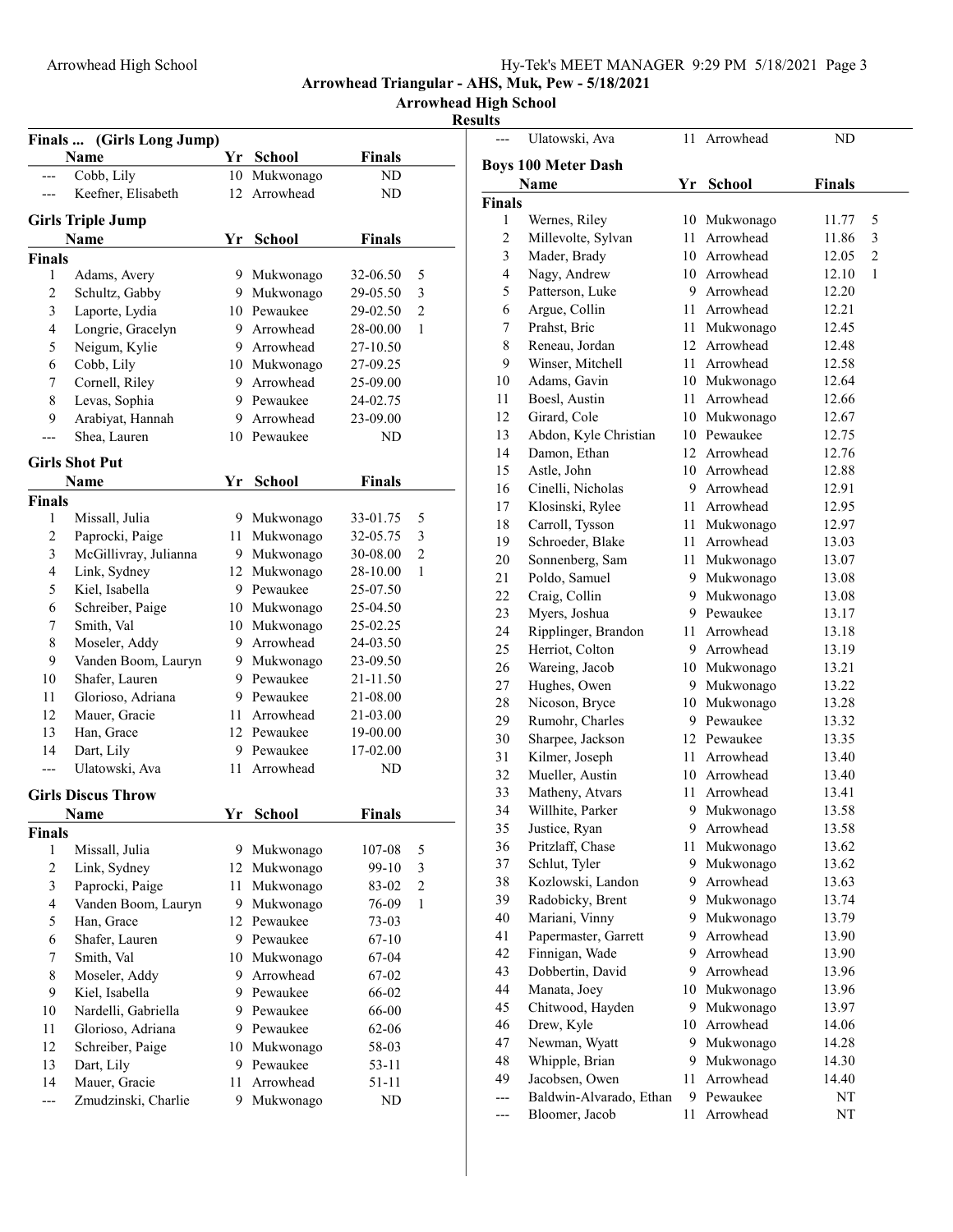Arrowhead Triangular - AHS, Muk, Pew - 5/18/2021

Arrowhead High School

**Results**

### Finals ... (Girls Long Jump)

| | Name | Yr | School | Finals | |
|---|---|---|---|---|---|
| --- | Cobb, Lily | 10 | Mukwonago | ND | |
| --- | Keefner, Elisabeth | 12 | Arrowhead | ND | |

### Girls Triple Jump

| | Name | Yr | School | Finals | |
|---|---|---|---|---|---|
| **Finals** | | | | | |
| 1 | Adams, Avery | 9 | Mukwonago | 32-06.50 | 5 |
| 2 | Schultz, Gabby | 9 | Mukwonago | 29-05.50 | 3 |
| 3 | Laporte, Lydia | 10 | Pewaukee | 29-02.50 | 2 |
| 4 | Longrie, Gracelyn | 9 | Arrowhead | 28-00.00 | 1 |
| 5 | Neigum, Kylie | 9 | Arrowhead | 27-10.50 | |
| 6 | Cobb, Lily | 10 | Mukwonago | 27-09.25 | |
| 7 | Cornell, Riley | 9 | Arrowhead | 25-09.00 | |
| 8 | Levas, Sophia | 9 | Pewaukee | 24-02.75 | |
| 9 | Arabiyat, Hannah | 9 | Arrowhead | 23-09.00 | |
| --- | Shea, Lauren | 10 | Pewaukee | ND | |

### Girls Shot Put

| | Name | Yr | School | Finals | |
|---|---|---|---|---|---|
| **Finals** | | | | | |
| 1 | Missall, Julia | 9 | Mukwonago | 33-01.75 | 5 |
| 2 | Paprocki, Paige | 11 | Mukwonago | 32-05.75 | 3 |
| 3 | McGillivray, Julianna | 9 | Mukwonago | 30-08.00 | 2 |
| 4 | Link, Sydney | 12 | Mukwonago | 28-10.00 | 1 |
| 5 | Kiel, Isabella | 9 | Pewaukee | 25-07.50 | |
| 6 | Schreiber, Paige | 10 | Mukwonago | 25-04.50 | |
| 7 | Smith, Val | 10 | Mukwonago | 25-02.25 | |
| 8 | Moseler, Addy | 9 | Arrowhead | 24-03.50 | |
| 9 | Vanden Boom, Lauryn | 9 | Mukwonago | 23-09.50 | |
| 10 | Shafer, Lauren | 9 | Pewaukee | 21-11.50 | |
| 11 | Glorioso, Adriana | 9 | Pewaukee | 21-08.00 | |
| 12 | Mauer, Gracie | 11 | Arrowhead | 21-03.00 | |
| 13 | Han, Grace | 12 | Pewaukee | 19-00.00 | |
| 14 | Dart, Lily | 9 | Pewaukee | 17-02.00 | |
| --- | Ulatowski, Ava | 11 | Arrowhead | ND | |

### Girls Discus Throw

| | Name | Yr | School | Finals | |
|---|---|---|---|---|---|
| **Finals** | | | | | |
| 1 | Missall, Julia | 9 | Mukwonago | 107-08 | 5 |
| 2 | Link, Sydney | 12 | Mukwonago | 99-10 | 3 |
| 3 | Paprocki, Paige | 11 | Mukwonago | 83-02 | 2 |
| 4 | Vanden Boom, Lauryn | 9 | Mukwonago | 76-09 | 1 |
| 5 | Han, Grace | 12 | Pewaukee | 73-03 | |
| 6 | Shafer, Lauren | 9 | Pewaukee | 67-10 | |
| 7 | Smith, Val | 10 | Mukwonago | 67-04 | |
| 8 | Moseler, Addy | 9 | Arrowhead | 67-02 | |
| 9 | Kiel, Isabella | 9 | Pewaukee | 66-02 | |
| 10 | Nardelli, Gabriella | 9 | Pewaukee | 66-00 | |
| 11 | Glorioso, Adriana | 9 | Pewaukee | 62-06 | |
| 12 | Schreiber, Paige | 10 | Mukwonago | 58-03 | |
| 13 | Dart, Lily | 9 | Pewaukee | 53-11 | |
| 14 | Mauer, Gracie | 11 | Arrowhead | 51-11 | |
| --- | Zmudzinski, Charlie | 9 | Mukwonago | ND | |
| --- | Ulatowski, Ava | 11 | Arrowhead | ND | |

### Boys 100 Meter Dash

| | Name | Yr | School | Finals | |
|---|---|---|---|---|---|
| **Finals** | | | | | |
| 1 | Wernes, Riley | 10 | Mukwonago | 11.77 | 5 |
| 2 | Millevolte, Sylvan | 11 | Arrowhead | 11.86 | 3 |
| 3 | Mader, Brady | 10 | Arrowhead | 12.05 | 2 |
| 4 | Nagy, Andrew | 10 | Arrowhead | 12.10 | 1 |
| 5 | Patterson, Luke | 9 | Arrowhead | 12.20 | |
| 6 | Argue, Collin | 11 | Arrowhead | 12.21 | |
| 7 | Prahst, Bric | 11 | Mukwonago | 12.45 | |
| 8 | Reneau, Jordan | 12 | Arrowhead | 12.48 | |
| 9 | Winser, Mitchell | 11 | Arrowhead | 12.58 | |
| 10 | Adams, Gavin | 10 | Mukwonago | 12.64 | |
| 11 | Boesl, Austin | 11 | Arrowhead | 12.66 | |
| 12 | Girard, Cole | 10 | Mukwonago | 12.67 | |
| 13 | Abdon, Kyle Christian | 10 | Pewaukee | 12.75 | |
| 14 | Damon, Ethan | 12 | Arrowhead | 12.76 | |
| 15 | Astle, John | 10 | Arrowhead | 12.88 | |
| 16 | Cinelli, Nicholas | 9 | Arrowhead | 12.91 | |
| 17 | Klosinski, Rylee | 11 | Arrowhead | 12.95 | |
| 18 | Carroll, Tysson | 11 | Mukwonago | 12.97 | |
| 19 | Schroeder, Blake | 11 | Arrowhead | 13.03 | |
| 20 | Sonnenberg, Sam | 11 | Mukwonago | 13.07 | |
| 21 | Poldo, Samuel | 9 | Mukwonago | 13.08 | |
| 22 | Craig, Collin | 9 | Mukwonago | 13.08 | |
| 23 | Myers, Joshua | 9 | Pewaukee | 13.17 | |
| 24 | Ripplinger, Brandon | 11 | Arrowhead | 13.18 | |
| 25 | Herriot, Colton | 9 | Arrowhead | 13.19 | |
| 26 | Wareing, Jacob | 10 | Mukwonago | 13.21 | |
| 27 | Hughes, Owen | 9 | Mukwonago | 13.22 | |
| 28 | Nicoson, Bryce | 10 | Mukwonago | 13.28 | |
| 29 | Rumohr, Charles | 9 | Pewaukee | 13.32 | |
| 30 | Sharpee, Jackson | 12 | Pewaukee | 13.35 | |
| 31 | Kilmer, Joseph | 11 | Arrowhead | 13.40 | |
| 32 | Mueller, Austin | 10 | Arrowhead | 13.40 | |
| 33 | Matheny, Atvars | 11 | Arrowhead | 13.41 | |
| 34 | Willhite, Parker | 9 | Mukwonago | 13.58 | |
| 35 | Justice, Ryan | 9 | Arrowhead | 13.58 | |
| 36 | Pritzlaff, Chase | 11 | Mukwonago | 13.62 | |
| 37 | Schlut, Tyler | 9 | Mukwonago | 13.62 | |
| 38 | Kozlowski, Landon | 9 | Arrowhead | 13.63 | |
| 39 | Radobicky, Brent | 9 | Mukwonago | 13.74 | |
| 40 | Mariani, Vinny | 9 | Mukwonago | 13.79 | |
| 41 | Papermaster, Garrett | 9 | Arrowhead | 13.90 | |
| 42 | Finnigan, Wade | 9 | Arrowhead | 13.90 | |
| 43 | Dobbertin, David | 9 | Arrowhead | 13.96 | |
| 44 | Manata, Joey | 10 | Mukwonago | 13.96 | |
| 45 | Chitwood, Hayden | 9 | Mukwonago | 13.97 | |
| 46 | Drew, Kyle | 10 | Arrowhead | 14.06 | |
| 47 | Newman, Wyatt | 9 | Mukwonago | 14.28 | |
| 48 | Whipple, Brian | 9 | Mukwonago | 14.30 | |
| 49 | Jacobsen, Owen | 11 | Arrowhead | 14.40 | |
| --- | Baldwin-Alvarado, Ethan | 9 | Pewaukee | NT | |
| --- | Bloomer, Jacob | 11 | Arrowhead | NT | |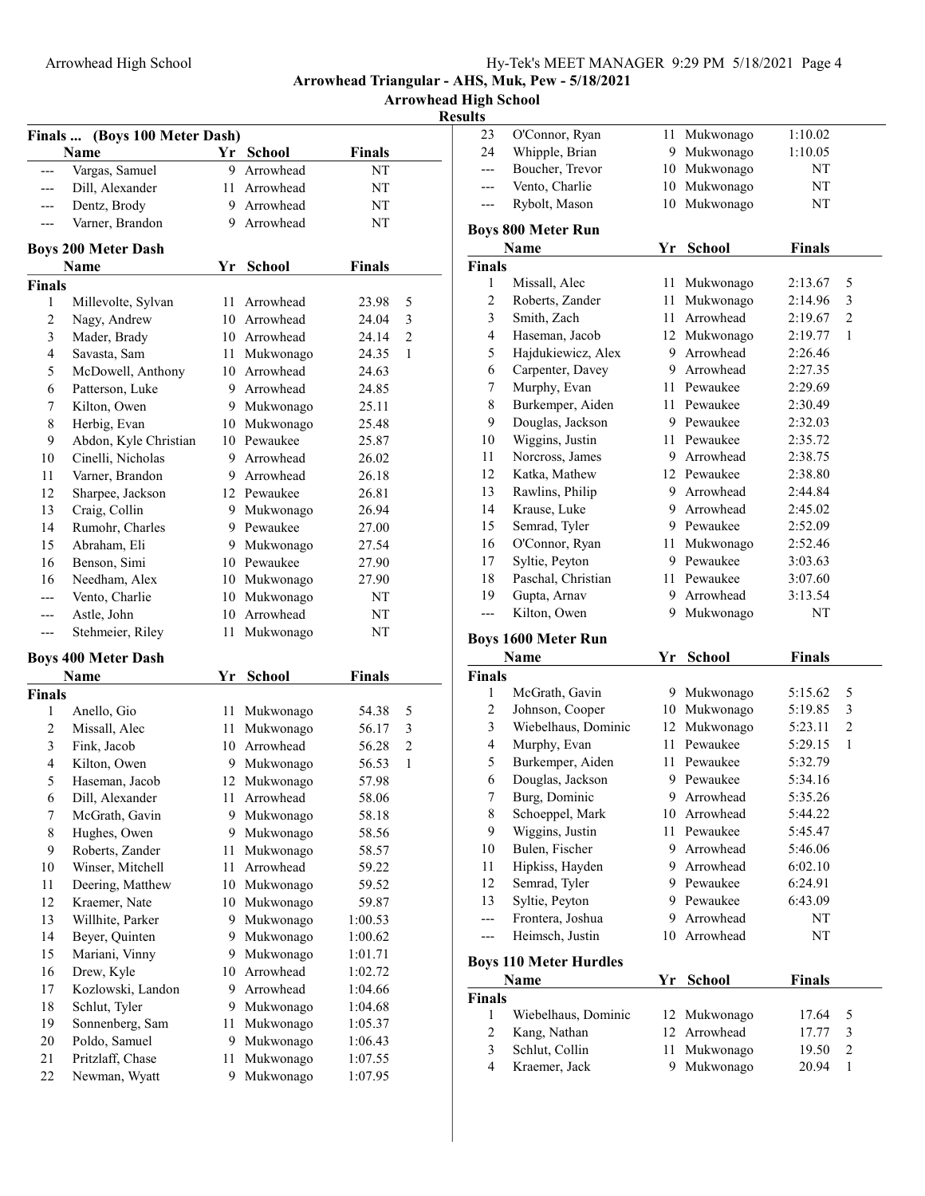Arrowhead Triangular - AHS, Muk, Pew - 5/18/2021

Arrowhead High School

Results

### Finals ... (Boys 100 Meter Dash)

| | Name | Yr | School | Finals | |
|---|---|---|---|---|---|
| --- | Vargas, Samuel | 9 | Arrowhead | NT | |
| --- | Dill, Alexander | 11 | Arrowhead | NT | |
| --- | Dentz, Brody | 9 | Arrowhead | NT | |
| --- | Varner, Brandon | 9 | Arrowhead | NT | |

### Boys 200 Meter Dash

| | Name | Yr | School | Finals | |
|---|---|---|---|---|---|
| **Finals** | | | | | |
| 1 | Millevolte, Sylvan | 11 | Arrowhead | 23.98 | 5 |
| 2 | Nagy, Andrew | 10 | Arrowhead | 24.04 | 3 |
| 3 | Mader, Brady | 10 | Arrowhead | 24.14 | 2 |
| 4 | Savasta, Sam | 11 | Mukwonago | 24.35 | 1 |
| 5 | McDowell, Anthony | 10 | Arrowhead | 24.63 | |
| 6 | Patterson, Luke | 9 | Arrowhead | 24.85 | |
| 7 | Kilton, Owen | 9 | Mukwonago | 25.11 | |
| 8 | Herbig, Evan | 10 | Mukwonago | 25.48 | |
| 9 | Abdon, Kyle Christian | 10 | Pewaukee | 25.87 | |
| 10 | Cinelli, Nicholas | 9 | Arrowhead | 26.02 | |
| 11 | Varner, Brandon | 9 | Arrowhead | 26.18 | |
| 12 | Sharpee, Jackson | 12 | Pewaukee | 26.81 | |
| 13 | Craig, Collin | 9 | Mukwonago | 26.94 | |
| 14 | Rumohr, Charles | 9 | Pewaukee | 27.00 | |
| 15 | Abraham, Eli | 9 | Mukwonago | 27.54 | |
| 16 | Benson, Simi | 10 | Pewaukee | 27.90 | |
| 16 | Needham, Alex | 10 | Mukwonago | 27.90 | |
| --- | Vento, Charlie | 10 | Mukwonago | NT | |
| --- | Astle, John | 10 | Arrowhead | NT | |
| --- | Stehmeier, Riley | 11 | Mukwonago | NT | |

### Boys 400 Meter Dash

| | Name | Yr | School | Finals | |
|---|---|---|---|---|---|
| **Finals** | | | | | |
| 1 | Anello, Gio | 11 | Mukwonago | 54.38 | 5 |
| 2 | Missall, Alec | 11 | Mukwonago | 56.17 | 3 |
| 3 | Fink, Jacob | 10 | Arrowhead | 56.28 | 2 |
| 4 | Kilton, Owen | 9 | Mukwonago | 56.53 | 1 |
| 5 | Haseman, Jacob | 12 | Mukwonago | 57.98 | |
| 6 | Dill, Alexander | 11 | Arrowhead | 58.06 | |
| 7 | McGrath, Gavin | 9 | Mukwonago | 58.18 | |
| 8 | Hughes, Owen | 9 | Mukwonago | 58.56 | |
| 9 | Roberts, Zander | 11 | Mukwonago | 58.57 | |
| 10 | Winser, Mitchell | 11 | Arrowhead | 59.22 | |
| 11 | Deering, Matthew | 10 | Mukwonago | 59.52 | |
| 12 | Kraemer, Nate | 10 | Mukwonago | 59.87 | |
| 13 | Willhite, Parker | 9 | Mukwonago | 1:00.53 | |
| 14 | Beyer, Quinten | 9 | Mukwonago | 1:00.62 | |
| 15 | Mariani, Vinny | 9 | Mukwonago | 1:01.71 | |
| 16 | Drew, Kyle | 10 | Arrowhead | 1:02.72 | |
| 17 | Kozlowski, Landon | 9 | Arrowhead | 1:04.66 | |
| 18 | Schlut, Tyler | 9 | Mukwonago | 1:04.68 | |
| 19 | Sonnenberg, Sam | 11 | Mukwonago | 1:05.37 | |
| 20 | Poldo, Samuel | 9 | Mukwonago | 1:06.43 | |
| 21 | Pritzlaff, Chase | 11 | Mukwonago | 1:07.55 | |
| 22 | Newman, Wyatt | 9 | Mukwonago | 1:07.95 | |
| 23 | O'Connor, Ryan | 11 | Mukwonago | 1:10.02 | |
| 24 | Whipple, Brian | 9 | Mukwonago | 1:10.05 | |
| --- | Boucher, Trevor | 10 | Mukwonago | NT | |
| --- | Vento, Charlie | 10 | Mukwonago | NT | |
| --- | Rybolt, Mason | 10 | Mukwonago | NT | |

### Boys 800 Meter Run

| | Name | Yr | School | Finals | |
|---|---|---|---|---|---|
| **Finals** | | | | | |
| 1 | Missall, Alec | 11 | Mukwonago | 2:13.67 | 5 |
| 2 | Roberts, Zander | 11 | Mukwonago | 2:14.96 | 3 |
| 3 | Smith, Zach | 11 | Arrowhead | 2:19.67 | 2 |
| 4 | Haseman, Jacob | 12 | Mukwonago | 2:19.77 | 1 |
| 5 | Hajdukiewicz, Alex | 9 | Arrowhead | 2:26.46 | |
| 6 | Carpenter, Davey | 9 | Arrowhead | 2:27.35 | |
| 7 | Murphy, Evan | 11 | Pewaukee | 2:29.69 | |
| 8 | Burkemper, Aiden | 11 | Pewaukee | 2:30.49 | |
| 9 | Douglas, Jackson | 9 | Pewaukee | 2:32.03 | |
| 10 | Wiggins, Justin | 11 | Pewaukee | 2:35.72 | |
| 11 | Norcross, James | 9 | Arrowhead | 2:38.75 | |
| 12 | Katka, Mathew | 12 | Pewaukee | 2:38.80 | |
| 13 | Rawlins, Philip | 9 | Arrowhead | 2:44.84 | |
| 14 | Krause, Luke | 9 | Arrowhead | 2:45.02 | |
| 15 | Semrad, Tyler | 9 | Pewaukee | 2:52.09 | |
| 16 | O'Connor, Ryan | 11 | Mukwonago | 2:52.46 | |
| 17 | Syltie, Peyton | 9 | Pewaukee | 3:03.63 | |
| 18 | Paschal, Christian | 11 | Pewaukee | 3:07.60 | |
| 19 | Gupta, Arnav | 9 | Arrowhead | 3:13.54 | |
| --- | Kilton, Owen | 9 | Mukwonago | NT | |

### Boys 1600 Meter Run

| | Name | Yr | School | Finals | |
|---|---|---|---|---|---|
| **Finals** | | | | | |
| 1 | McGrath, Gavin | 9 | Mukwonago | 5:15.62 | 5 |
| 2 | Johnson, Cooper | 10 | Mukwonago | 5:19.85 | 3 |
| 3 | Wiebelhaus, Dominic | 12 | Mukwonago | 5:23.11 | 2 |
| 4 | Murphy, Evan | 11 | Pewaukee | 5:29.15 | 1 |
| 5 | Burkemper, Aiden | 11 | Pewaukee | 5:32.79 | |
| 6 | Douglas, Jackson | 9 | Pewaukee | 5:34.16 | |
| 7 | Burg, Dominic | 9 | Arrowhead | 5:35.26 | |
| 8 | Schoeppel, Mark | 10 | Arrowhead | 5:44.22 | |
| 9 | Wiggins, Justin | 11 | Pewaukee | 5:45.47 | |
| 10 | Bulen, Fischer | 9 | Arrowhead | 5:46.06 | |
| 11 | Hipkiss, Hayden | 9 | Arrowhead | 6:02.10 | |
| 12 | Semrad, Tyler | 9 | Pewaukee | 6:24.91 | |
| 13 | Syltie, Peyton | 9 | Pewaukee | 6:43.09 | |
| --- | Frontera, Joshua | 9 | Arrowhead | NT | |
| --- | Heimsch, Justin | 10 | Arrowhead | NT | |

### Boys 110 Meter Hurdles

| | Name | Yr | School | Finals | |
|---|---|---|---|---|---|
| **Finals** | | | | | |
| 1 | Wiebelhaus, Dominic | 12 | Mukwonago | 17.64 | 5 |
| 2 | Kang, Nathan | 12 | Arrowhead | 17.77 | 3 |
| 3 | Schlut, Collin | 11 | Mukwonago | 19.50 | 2 |
| 4 | Kraemer, Jack | 9 | Mukwonago | 20.94 | 1 |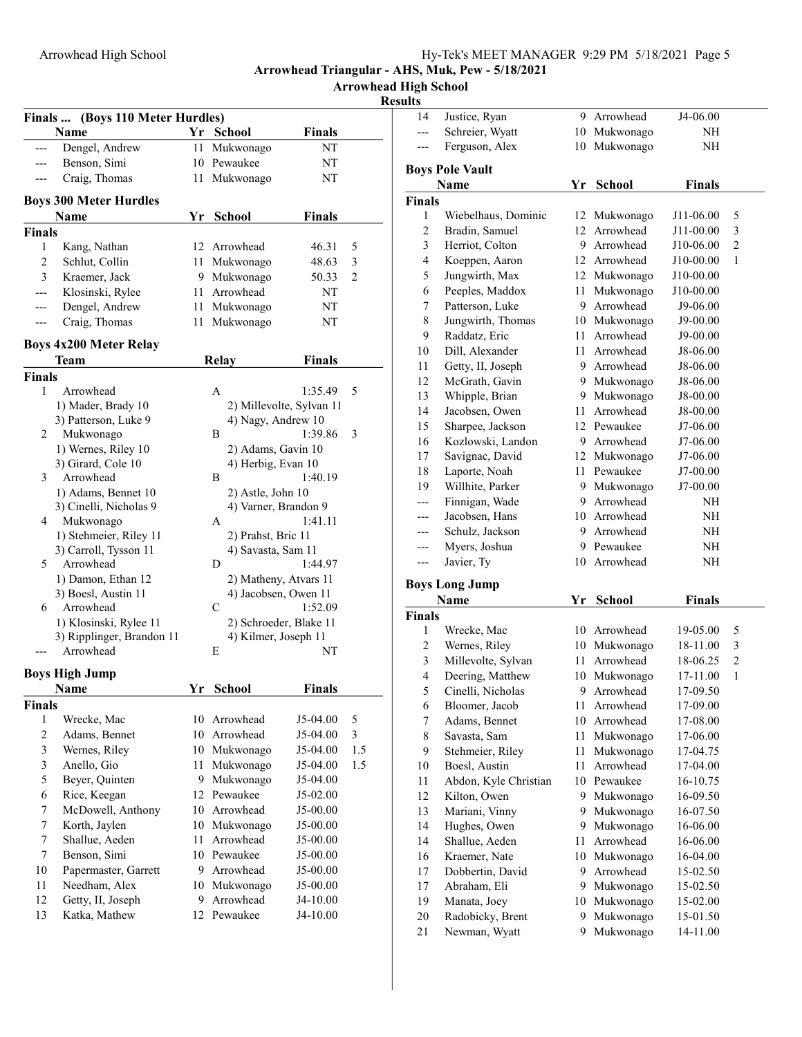Arrowhead Triangular - AHS, Muk, Pew - 5/18/2021

Arrowhead High School

Results

### Finals ... (Boys 110 Meter Hurdles)

| | Name | Yr | School | Finals | |
|---|---|---|---|---|---|
| --- | Dengel, Andrew | 11 | Mukwonago | NT | |
| --- | Benson, Simi | 10 | Pewaukee | NT | |
| --- | Craig, Thomas | 11 | Mukwonago | NT | |

### Boys 300 Meter Hurdles

| | Name | Yr | School | Finals | |
|---|---|---|---|---|---|
| **Finals** | | | | | |
| 1 | Kang, Nathan | 12 | Arrowhead | 46.31 | 5 |
| 2 | Schlut, Collin | 11 | Mukwonago | 48.63 | 3 |
| 3 | Kraemer, Jack | 9 | Mukwonago | 50.33 | 2 |
| --- | Klosinski, Rylee | 11 | Arrowhead | NT | |
| --- | Dengel, Andrew | 11 | Mukwonago | NT | |
| --- | Craig, Thomas | 11 | Mukwonago | NT | |

### Boys 4x200 Meter Relay

| | Team | Relay | Finals | |
|---|---|---|---|---|
| **Finals** | | | | |
| 1 | Arrowhead | A | 1:35.49 | 5 |
| | 1) Mader, Brady 10 | 2) Millevolte, Sylvan 11 | | |
| | 3) Patterson, Luke 9 | 4) Nagy, Andrew 10 | | |
| 2 | Mukwonago | B | 1:39.86 | 3 |
| | 1) Wernes, Riley 10 | 2) Adams, Gavin 10 | | |
| | 3) Girard, Cole 10 | 4) Herbig, Evan 10 | | |
| 3 | Arrowhead | B | 1:40.19 | |
| | 1) Adams, Bennet 10 | 2) Astle, John 10 | | |
| | 3) Cinelli, Nicholas 9 | 4) Varner, Brandon 9 | | |
| 4 | Mukwonago | A | 1:41.11 | |
| | 1) Stehmeier, Riley 11 | 2) Prahst, Bric 11 | | |
| | 3) Carroll, Tysson 11 | 4) Savasta, Sam 11 | | |
| 5 | Arrowhead | D | 1:44.97 | |
| | 1) Damon, Ethan 12 | 2) Matheny, Atvars 11 | | |
| | 3) Boesl, Austin 11 | 4) Jacobsen, Owen 11 | | |
| 6 | Arrowhead | C | 1:52.09 | |
| | 1) Klosinski, Rylee 11 | 2) Schroeder, Blake 11 | | |
| | 3) Ripplinger, Brandon 11 | 4) Kilmer, Joseph 11 | | |
| --- | Arrowhead | E | NT | |

### Boys High Jump

| | Name | Yr | School | Finals | |
|---|---|---|---|---|---|
| **Finals** | | | | | |
| 1 | Wrecke, Mac | 10 | Arrowhead | J5-04.00 | 5 |
| 2 | Adams, Bennet | 10 | Arrowhead | J5-04.00 | 3 |
| 3 | Wernes, Riley | 10 | Mukwonago | J5-04.00 | 1.5 |
| 3 | Anello, Gio | 11 | Mukwonago | J5-04.00 | 1.5 |
| 5 | Beyer, Quinten | 9 | Mukwonago | J5-04.00 | |
| 6 | Rice, Keegan | 12 | Pewaukee | J5-02.00 | |
| 7 | McDowell, Anthony | 10 | Arrowhead | J5-00.00 | |
| 7 | Korth, Jaylen | 10 | Mukwonago | J5-00.00 | |
| 7 | Shallue, Aeden | 11 | Arrowhead | J5-00.00 | |
| 7 | Benson, Simi | 10 | Pewaukee | J5-00.00 | |
| 10 | Papermaster, Garrett | 9 | Arrowhead | J5-00.00 | |
| 11 | Needham, Alex | 10 | Mukwonago | J5-00.00 | |
| 12 | Getty, II, Joseph | 9 | Arrowhead | J4-10.00 | |
| 13 | Katka, Mathew | 12 | Pewaukee | J4-10.00 | |
| 14 | Justice, Ryan | 9 | Arrowhead | J4-06.00 | |
| --- | Schreier, Wyatt | 10 | Mukwonago | NH | |
| --- | Ferguson, Alex | 10 | Mukwonago | NH | |

### Boys Pole Vault

| | Name | Yr | School | Finals | |
|---|---|---|---|---|---|
| **Finals** | | | | | |
| 1 | Wiebelhaus, Dominic | 12 | Mukwonago | J11-06.00 | 5 |
| 2 | Bradin, Samuel | 12 | Arrowhead | J11-00.00 | 3 |
| 3 | Herriot, Colton | 9 | Arrowhead | J10-06.00 | 2 |
| 4 | Koeppen, Aaron | 12 | Arrowhead | J10-00.00 | 1 |
| 5 | Jungwirth, Max | 12 | Mukwonago | J10-00.00 | |
| 6 | Peeples, Maddox | 11 | Mukwonago | J10-00.00 | |
| 7 | Patterson, Luke | 9 | Arrowhead | J9-06.00 | |
| 8 | Jungwirth, Thomas | 10 | Mukwonago | J9-00.00 | |
| 9 | Raddatz, Eric | 11 | Arrowhead | J9-00.00 | |
| 10 | Dill, Alexander | 11 | Arrowhead | J8-06.00 | |
| 11 | Getty, II, Joseph | 9 | Arrowhead | J8-06.00 | |
| 12 | McGrath, Gavin | 9 | Mukwonago | J8-06.00 | |
| 13 | Whipple, Brian | 9 | Mukwonago | J8-00.00 | |
| 14 | Jacobsen, Owen | 11 | Arrowhead | J8-00.00 | |
| 15 | Sharpee, Jackson | 12 | Pewaukee | J7-06.00 | |
| 16 | Kozlowski, Landon | 9 | Arrowhead | J7-06.00 | |
| 17 | Savignac, David | 12 | Mukwonago | J7-06.00 | |
| 18 | Laporte, Noah | 11 | Pewaukee | J7-00.00 | |
| 19 | Willhite, Parker | 9 | Mukwonago | J7-00.00 | |
| --- | Finnigan, Wade | 9 | Arrowhead | NH | |
| --- | Jacobsen, Hans | 10 | Arrowhead | NH | |
| --- | Schulz, Jackson | 9 | Arrowhead | NH | |
| --- | Myers, Joshua | 9 | Pewaukee | NH | |
| --- | Javier, Ty | 10 | Arrowhead | NH | |

### Boys Long Jump

| | Name | Yr | School | Finals | |
|---|---|---|---|---|---|
| **Finals** | | | | | |
| 1 | Wrecke, Mac | 10 | Arrowhead | 19-05.00 | 5 |
| 2 | Wernes, Riley | 10 | Mukwonago | 18-11.00 | 3 |
| 3 | Millevolte, Sylvan | 11 | Arrowhead | 18-06.25 | 2 |
| 4 | Deering, Matthew | 10 | Mukwonago | 17-11.00 | 1 |
| 5 | Cinelli, Nicholas | 9 | Arrowhead | 17-09.50 | |
| 6 | Bloomer, Jacob | 11 | Arrowhead | 17-09.00 | |
| 7 | Adams, Bennet | 10 | Arrowhead | 17-08.00 | |
| 8 | Savasta, Sam | 11 | Mukwonago | 17-06.00 | |
| 9 | Stehmeier, Riley | 11 | Mukwonago | 17-04.75 | |
| 10 | Boesl, Austin | 11 | Arrowhead | 17-04.00 | |
| 11 | Abdon, Kyle Christian | 10 | Pewaukee | 16-10.75 | |
| 12 | Kilton, Owen | 9 | Mukwonago | 16-09.50 | |
| 13 | Mariani, Vinny | 9 | Mukwonago | 16-07.50 | |
| 14 | Hughes, Owen | 9 | Mukwonago | 16-06.00 | |
| 14 | Shallue, Aeden | 11 | Arrowhead | 16-06.00 | |
| 16 | Kraemer, Nate | 10 | Mukwonago | 16-04.00 | |
| 17 | Dobbertin, David | 9 | Arrowhead | 15-02.50 | |
| 17 | Abraham, Eli | 9 | Mukwonago | 15-02.50 | |
| 19 | Manata, Joey | 10 | Mukwonago | 15-02.00 | |
| 20 | Radobicky, Brent | 9 | Mukwonago | 15-01.50 | |
| 21 | Newman, Wyatt | 9 | Mukwonago | 14-11.00 | |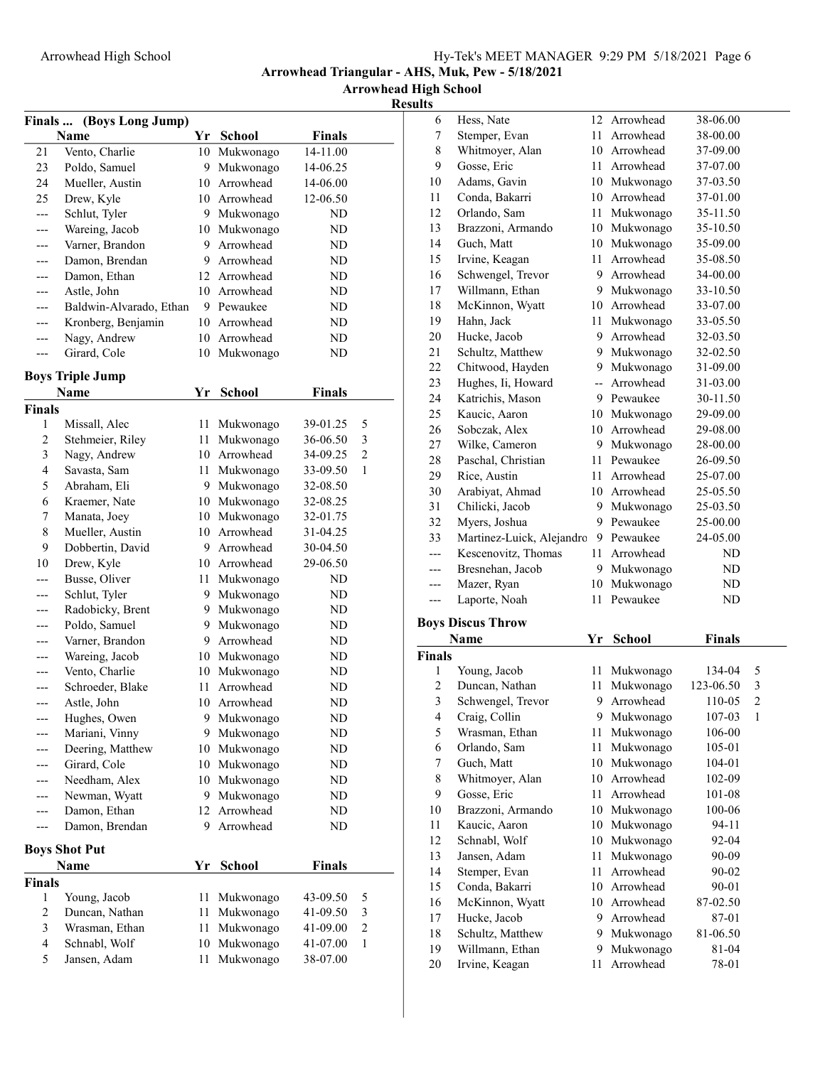**Arrowhead Triangular - AHS, Muk, Pew - 5/18/2021**

**Arrowhead High School**

**Results**

### Finals ... (Boys Long Jump)

| | Name | Yr | School | Finals | |
|---|---|---|---|---|---|
| 21 | Vento, Charlie | 10 | Mukwonago | 14-11.00 | |
| 23 | Poldo, Samuel | 9 | Mukwonago | 14-06.25 | |
| 24 | Mueller, Austin | 10 | Arrowhead | 14-06.00 | |
| 25 | Drew, Kyle | 10 | Arrowhead | 12-06.50 | |
| --- | Schlut, Tyler | 9 | Mukwonago | ND | |
| --- | Wareing, Jacob | 10 | Mukwonago | ND | |
| --- | Varner, Brandon | 9 | Arrowhead | ND | |
| --- | Damon, Brendan | 9 | Arrowhead | ND | |
| --- | Damon, Ethan | 12 | Arrowhead | ND | |
| --- | Astle, John | 10 | Arrowhead | ND | |
| --- | Baldwin-Alvarado, Ethan | 9 | Pewaukee | ND | |
| --- | Kronberg, Benjamin | 10 | Arrowhead | ND | |
| --- | Nagy, Andrew | 10 | Arrowhead | ND | |
| --- | Girard, Cole | 10 | Mukwonago | ND | |

### Boys Triple Jump

| | Name | Yr | School | Finals | |
|---|---|---|---|---|---|
| **Finals** | | | | | |
| 1 | Missall, Alec | 11 | Mukwonago | 39-01.25 | 5 |
| 2 | Stehmeier, Riley | 11 | Mukwonago | 36-06.50 | 3 |
| 3 | Nagy, Andrew | 10 | Arrowhead | 34-09.25 | 2 |
| 4 | Savasta, Sam | 11 | Mukwonago | 33-09.50 | 1 |
| 5 | Abraham, Eli | 9 | Mukwonago | 32-08.50 | |
| 6 | Kraemer, Nate | 10 | Mukwonago | 32-08.25 | |
| 7 | Manata, Joey | 10 | Mukwonago | 32-01.75 | |
| 8 | Mueller, Austin | 10 | Arrowhead | 31-04.25 | |
| 9 | Dobbertin, David | 9 | Arrowhead | 30-04.50 | |
| 10 | Drew, Kyle | 10 | Arrowhead | 29-06.50 | |
| --- | Busse, Oliver | 11 | Mukwonago | ND | |
| --- | Schlut, Tyler | 9 | Mukwonago | ND | |
| --- | Radobicky, Brent | 9 | Mukwonago | ND | |
| --- | Poldo, Samuel | 9 | Mukwonago | ND | |
| --- | Varner, Brandon | 9 | Arrowhead | ND | |
| --- | Wareing, Jacob | 10 | Mukwonago | ND | |
| --- | Vento, Charlie | 10 | Mukwonago | ND | |
| --- | Schroeder, Blake | 11 | Arrowhead | ND | |
| --- | Astle, John | 10 | Arrowhead | ND | |
| --- | Hughes, Owen | 9 | Mukwonago | ND | |
| --- | Mariani, Vinny | 9 | Mukwonago | ND | |
| --- | Deering, Matthew | 10 | Mukwonago | ND | |
| --- | Girard, Cole | 10 | Mukwonago | ND | |
| --- | Needham, Alex | 10 | Mukwonago | ND | |
| --- | Newman, Wyatt | 9 | Mukwonago | ND | |
| --- | Damon, Ethan | 12 | Arrowhead | ND | |
| --- | Damon, Brendan | 9 | Arrowhead | ND | |

### Boys Shot Put

| | Name | Yr | School | Finals | |
|---|---|---|---|---|---|
| **Finals** | | | | | |
| 1 | Young, Jacob | 11 | Mukwonago | 43-09.50 | 5 |
| 2 | Duncan, Nathan | 11 | Mukwonago | 41-09.50 | 3 |
| 3 | Wrasman, Ethan | 11 | Mukwonago | 41-09.00 | 2 |
| 4 | Schnabl, Wolf | 10 | Mukwonago | 41-07.00 | 1 |
| 5 | Jansen, Adam | 11 | Mukwonago | 38-07.00 | |
| 6 | Hess, Nate | 12 | Arrowhead | 38-06.00 | |
| 7 | Stemper, Evan | 11 | Arrowhead | 38-00.00 | |
| 8 | Whitmoyer, Alan | 10 | Arrowhead | 37-09.00 | |
| 9 | Gosse, Eric | 11 | Arrowhead | 37-07.00 | |
| 10 | Adams, Gavin | 10 | Mukwonago | 37-03.50 | |
| 11 | Conda, Bakarri | 10 | Arrowhead | 37-01.00 | |
| 12 | Orlando, Sam | 11 | Mukwonago | 35-11.50 | |
| 13 | Brazzoni, Armando | 10 | Mukwonago | 35-10.50 | |
| 14 | Guch, Matt | 10 | Mukwonago | 35-09.00 | |
| 15 | Irvine, Keagan | 11 | Arrowhead | 35-08.50 | |
| 16 | Schwengel, Trevor | 9 | Arrowhead | 34-00.00 | |
| 17 | Willmann, Ethan | 9 | Mukwonago | 33-10.50 | |
| 18 | McKinnon, Wyatt | 10 | Arrowhead | 33-07.00 | |
| 19 | Hahn, Jack | 11 | Mukwonago | 33-05.50 | |
| 20 | Hucke, Jacob | 9 | Arrowhead | 32-03.50 | |
| 21 | Schultz, Matthew | 9 | Mukwonago | 32-02.50 | |
| 22 | Chitwood, Hayden | 9 | Mukwonago | 31-09.00 | |
| 23 | Hughes, Ii, Howard | -- | Arrowhead | 31-03.00 | |
| 24 | Katrichis, Mason | 9 | Pewaukee | 30-11.50 | |
| 25 | Kaucic, Aaron | 10 | Mukwonago | 29-09.00 | |
| 26 | Sobczak, Alex | 10 | Arrowhead | 29-08.00 | |
| 27 | Wilke, Cameron | 9 | Mukwonago | 28-00.00 | |
| 28 | Paschal, Christian | 11 | Pewaukee | 26-09.50 | |
| 29 | Rice, Austin | 11 | Arrowhead | 25-07.00 | |
| 30 | Arabiyat, Ahmad | 10 | Arrowhead | 25-05.50 | |
| 31 | Chilicki, Jacob | 9 | Mukwonago | 25-03.50 | |
| 32 | Myers, Joshua | 9 | Pewaukee | 25-00.00 | |
| 33 | Martinez-Luick, Alejandro | 9 | Pewaukee | 24-05.00 | |
| --- | Kescenovitz, Thomas | 11 | Arrowhead | ND | |
| --- | Bresnehan, Jacob | 9 | Mukwonago | ND | |
| --- | Mazer, Ryan | 10 | Mukwonago | ND | |
| --- | Laporte, Noah | 11 | Pewaukee | ND | |

### Boys Discus Throw

| | Name | Yr | School | Finals | |
|---|---|---|---|---|---|
| **Finals** | | | | | |
| 1 | Young, Jacob | 11 | Mukwonago | 134-04 | 5 |
| 2 | Duncan, Nathan | 11 | Mukwonago | 123-06.50 | 3 |
| 3 | Schwengel, Trevor | 9 | Arrowhead | 110-05 | 2 |
| 4 | Craig, Collin | 9 | Mukwonago | 107-03 | 1 |
| 5 | Wrasman, Ethan | 11 | Mukwonago | 106-00 | |
| 6 | Orlando, Sam | 11 | Mukwonago | 105-01 | |
| 7 | Guch, Matt | 10 | Mukwonago | 104-01 | |
| 8 | Whitmoyer, Alan | 10 | Arrowhead | 102-09 | |
| 9 | Gosse, Eric | 11 | Arrowhead | 101-08 | |
| 10 | Brazzoni, Armando | 10 | Mukwonago | 100-06 | |
| 11 | Kaucic, Aaron | 10 | Mukwonago | 94-11 | |
| 12 | Schnabl, Wolf | 10 | Mukwonago | 92-04 | |
| 13 | Jansen, Adam | 11 | Mukwonago | 90-09 | |
| 14 | Stemper, Evan | 11 | Arrowhead | 90-02 | |
| 15 | Conda, Bakarri | 10 | Arrowhead | 90-01 | |
| 16 | McKinnon, Wyatt | 10 | Arrowhead | 87-02.50 | |
| 17 | Hucke, Jacob | 9 | Arrowhead | 87-01 | |
| 18 | Schultz, Matthew | 9 | Mukwonago | 81-06.50 | |
| 19 | Willmann, Ethan | 9 | Mukwonago | 81-04 | |
| 20 | Irvine, Keagan | 11 | Arrowhead | 78-01 | |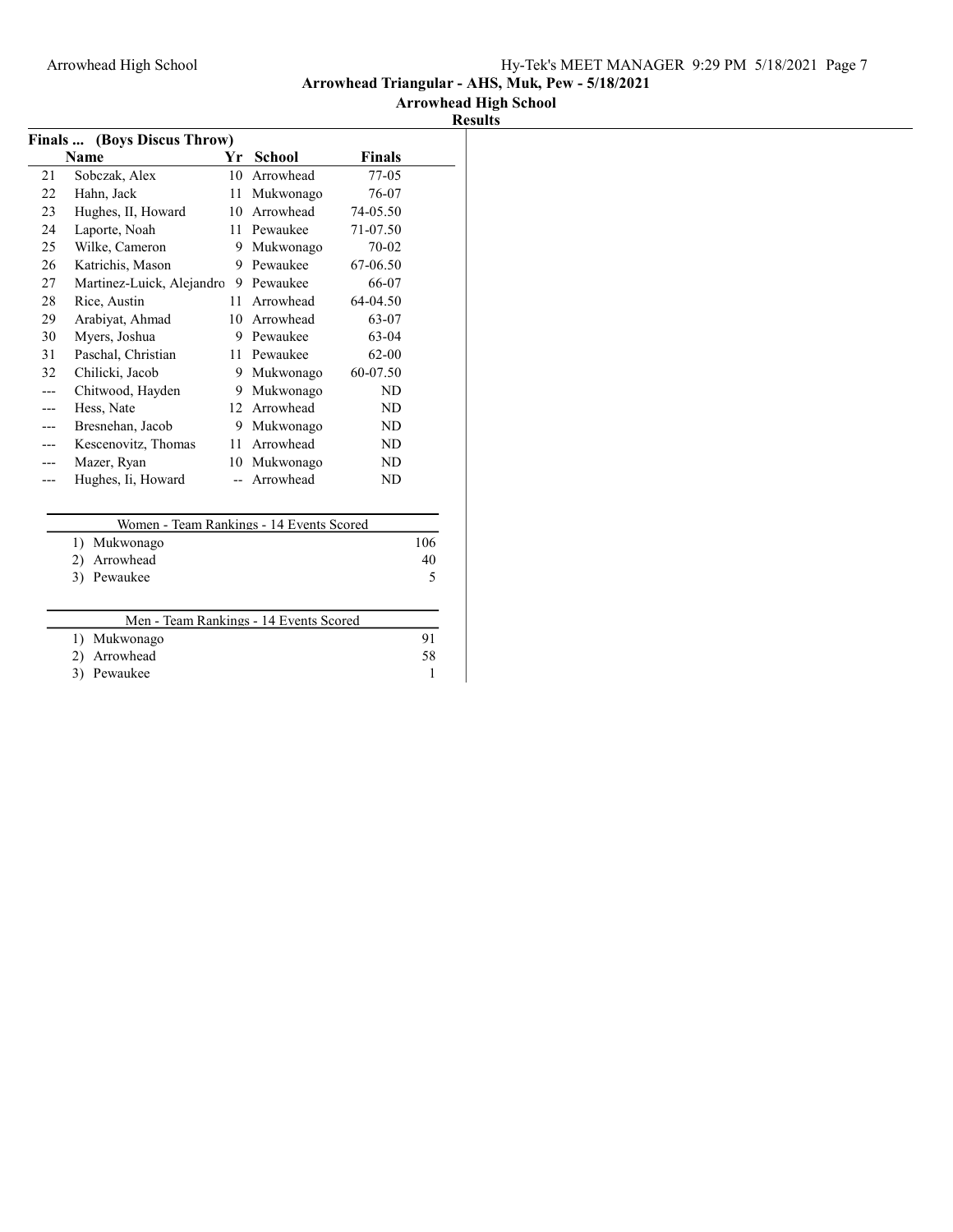## Finals ... (Boys Discus Throw)

| | Name | Yr | School | Finals |
|---|---|---|---|---|
| 21 | Sobczak, Alex | 10 | Arrowhead | 77-05 |
| 22 | Hahn, Jack | 11 | Mukwonago | 76-07 |
| 23 | Hughes, II, Howard | 10 | Arrowhead | 74-05.50 |
| 24 | Laporte, Noah | 11 | Pewaukee | 71-07.50 |
| 25 | Wilke, Cameron | 9 | Mukwonago | 70-02 |
| 26 | Katrichis, Mason | 9 | Pewaukee | 67-06.50 |
| 27 | Martinez-Luick, Alejandro | 9 | Pewaukee | 66-07 |
| 28 | Rice, Austin | 11 | Arrowhead | 64-04.50 |
| 29 | Arabiyat, Ahmad | 10 | Arrowhead | 63-07 |
| 30 | Myers, Joshua | 9 | Pewaukee | 63-04 |
| 31 | Paschal, Christian | 11 | Pewaukee | 62-00 |
| 32 | Chilicki, Jacob | 9 | Mukwonago | 60-07.50 |
| --- | Chitwood, Hayden | 9 | Mukwonago | ND |
| --- | Hess, Nate | 12 | Arrowhead | ND |
| --- | Bresnehan, Jacob | 9 | Mukwonago | ND |
| --- | Kescenovitz, Thomas | 11 | Arrowhead | ND |
| --- | Mazer, Ryan | 10 | Mukwonago | ND |
| --- | Hughes, Ii, Howard | -- | Arrowhead | ND |

### Women - Team Rankings - 14 Events Scored

| | |
|---|---|
| 1) Mukwonago | 106 |
| 2) Arrowhead | 40 |
| 3) Pewaukee | 5 |

### Men - Team Rankings - 14 Events Scored

| | |
|---|---|
| 1) Mukwonago | 91 |
| 2) Arrowhead | 58 |
| 3) Pewaukee | 1 |